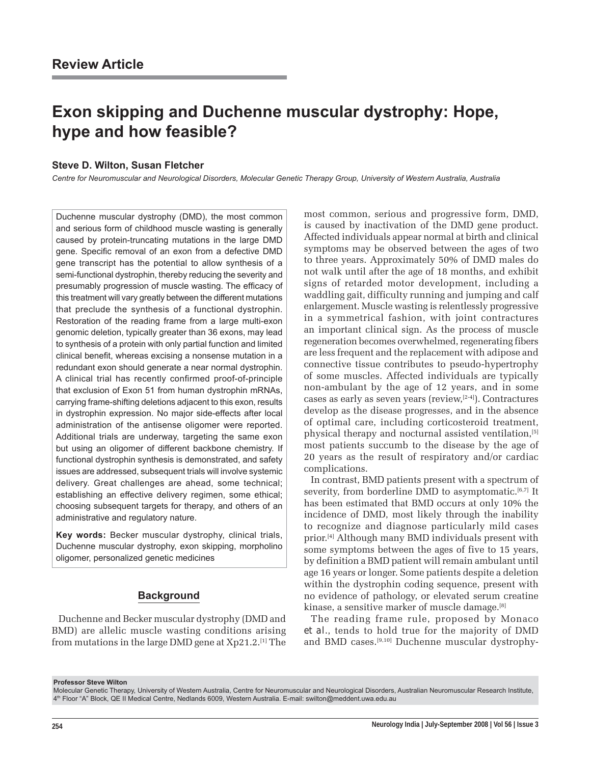Review Article

# Exon skipping and Duchenne muscular dystrophy: Hope, hype and how feasible?

**Steve D. Wilton, Susan Fletcher**

*Centre for Neuromuscular and Neurological Disorders, Molecular Genetic Therapy Group, University of Western Australia, Australia*

Duchenne muscular dystrophy (DMD), the most common and serious form of childhood muscle wasting is generally caused by protein-truncating mutations in the large DMD gene. Specific removal of an exon from a defective DMD gene transcript has the potential to allow synthesis of a semi-functional dystrophin, thereby reducing the severity and presumably progression of muscle wasting. The efficacy of this treatment will vary greatly between the different mutations that preclude the synthesis of a functional dystrophin. Restoration of the reading frame from a large multi-exon genomic deletion, typically greater than 36 exons, may lead to synthesis of a protein with only partial function and limited clinical benefit, whereas excising a nonsense mutation in a redundant exon should generate a near normal dystrophin. A clinical trial has recently confirmed proof-of-principle that exclusion of Exon 51 from human dystrophin mRNAs, carrying frame-shifting deletions adjacent to this exon, results in dystrophin expression. No major side-effects after local administration of the antisense oligomer were reported. Additional trials are underway, targeting the same exon but using an oligomer of different backbone chemistry. If functional dystrophin synthesis is demonstrated, and safety issues are addressed, subsequent trials will involve systemic delivery. Great challenges are ahead, some technical; establishing an effective delivery regimen, some ethical; choosing subsequent targets for therapy, and others of an administrative and regulatory nature.

**Key words:** Becker muscular dystrophy, clinical trials, Duchenne muscular dystrophy, exon skipping, morpholino oligomer, personalized genetic medicines

## Background

Duchenne and Becker muscular dystrophy (DMD and BMD) are allelic muscle wasting conditions arising from mutations in the large DMD gene at Xp21.2.[1] The most common, serious and progressive form, DMD, is caused by inactivation of the DMD gene product. Affected individuals appear normal at birth and clinical symptoms may be observed between the ages of two to three years. Approximately 50% of DMD males do not walk until after the age of 18 months, and exhibit signs of retarded motor development, including a waddling gait, difficulty running and jumping and calf enlargement. Muscle wasting is relentlessly progressive in a symmetrical fashion, with joint contractures an important clinical sign. As the process of muscle regeneration becomes overwhelmed, regenerating fibers are less frequent and the replacement with adipose and connective tissue contributes to pseudo-hypertrophy of some muscles. Affected individuals are typically non-ambulant by the age of 12 years, and in some cases as early as seven years (review,[2-4]). Contractures develop as the disease progresses, and in the absence of optimal care, including corticosteroid treatment, physical therapy and nocturnal assisted ventilation,[5] most patients succumb to the disease by the age of 20 years as the result of respiratory and/or cardiac complications.

In contrast, BMD patients present with a spectrum of severity, from borderline DMD to asymptomatic.[6,7] It has been estimated that BMD occurs at only 10% the incidence of DMD, most likely through the inability to recognize and diagnose particularly mild cases prior.[4] Although many BMD individuals present with some symptoms between the ages of five to 15 years, by definition a BMD patient will remain ambulant until age 16 years or longer. Some patients despite a deletion within the dystrophin coding sequence, present with no evidence of pathology, or elevated serum creatine kinase, a sensitive marker of muscle damage.[8]

The reading frame rule, proposed by Monaco *et al.*, tends to hold true for the majority of DMD and BMD cases.[9,10] Duchenne muscular dystrophy-

**Professor Steve Wilton**
Molecular Genetic Therapy, University of Western Australia, Centre for Neuromuscular and Neurological Disorders, Australian Neuromuscular Research Institute, 4th Floor "A" Block, QE II Medical Centre, Nedlands 6009, Western Australia. E-mail: swilton@meddent.uwa.edu.au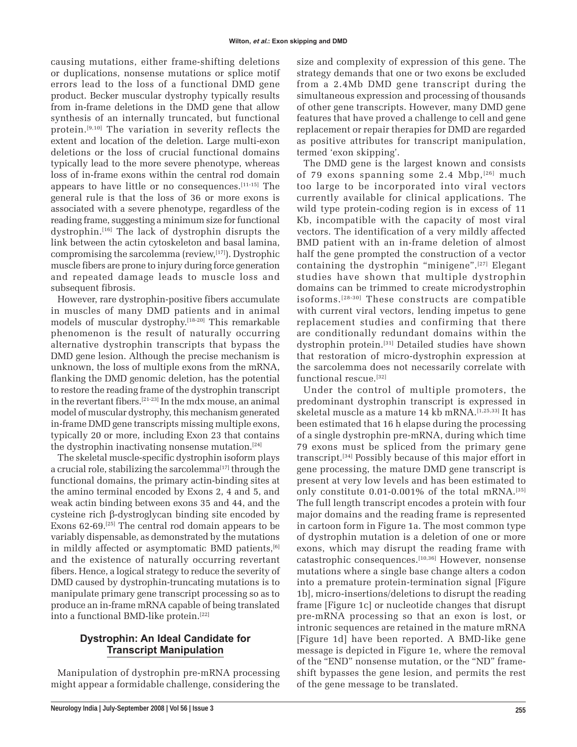causing mutations, either frame-shifting deletions or duplications, nonsense mutations or splice motif errors lead to the loss of a functional DMD gene product. Becker muscular dystrophy typically results from in-frame deletions in the DMD gene that allow synthesis of an internally truncated, but functional protein.[9,10] The variation in severity reflects the extent and location of the deletion. Large multi-exon deletions or the loss of crucial functional domains typically lead to the more severe phenotype, whereas loss of in-frame exons within the central rod domain appears to have little or no consequences.[11-15] The general rule is that the loss of 36 or more exons is associated with a severe phenotype, regardless of the reading frame, suggesting a minimum size for functional dystrophin.[16] The lack of dystrophin disrupts the link between the actin cytoskeleton and basal lamina, compromising the sarcolemma (review,[17]). Dystrophic muscle fibers are prone to injury during force generation and repeated damage leads to muscle loss and subsequent fibrosis.

However, rare dystrophin-positive fibers accumulate in muscles of many DMD patients and in animal models of muscular dystrophy.[18-20] This remarkable phenomenon is the result of naturally occurring alternative dystrophin transcripts that bypass the DMD gene lesion. Although the precise mechanism is unknown, the loss of multiple exons from the mRNA, flanking the DMD genomic deletion, has the potential to restore the reading frame of the dystrophin transcript in the revertant fibers.[21-23] In the mdx mouse, an animal model of muscular dystrophy, this mechanism generated in-frame DMD gene transcripts missing multiple exons, typically 20 or more, including Exon 23 that contains the dystrophin inactivating nonsense mutation.[24]

The skeletal muscle-specific dystrophin isoform plays a crucial role, stabilizing the sarcolemma[17] through the functional domains, the primary actin-binding sites at the amino terminal encoded by Exons 2, 4 and 5, and weak actin binding between exons 35 and 44, and the cysteine rich β-dystroglycan binding site encoded by Exons 62-69.[25] The central rod domain appears to be variably dispensable, as demonstrated by the mutations in mildly affected or asymptomatic BMD patients,[6] and the existence of naturally occurring revertant fibers. Hence, a logical strategy to reduce the severity of DMD caused by dystrophin-truncating mutations is to manipulate primary gene transcript processing so as to produce an in-frame mRNA capable of being translated into a functional BMD-like protein.[22]

## Dystrophin: An Ideal Candidate for Transcript Manipulation

Manipulation of dystrophin pre-mRNA processing might appear a formidable challenge, considering the size and complexity of expression of this gene. The strategy demands that one or two exons be excluded from a 2.4Mb DMD gene transcript during the simultaneous expression and processing of thousands of other gene transcripts. However, many DMD gene features that have proved a challenge to cell and gene replacement or repair therapies for DMD are regarded as positive attributes for transcript manipulation, termed 'exon skipping'.

The DMD gene is the largest known and consists of 79 exons spanning some 2.4 Mbp,[26] much too large to be incorporated into viral vectors currently available for clinical applications. The wild type protein-coding region is in excess of 11 Kb, incompatible with the capacity of most viral vectors. The identification of a very mildly affected BMD patient with an in-frame deletion of almost half the gene prompted the construction of a vector containing the dystrophin "minigene".[27] Elegant studies have shown that multiple dystrophin domains can be trimmed to create microdystrophin isoforms.[28-30] These constructs are compatible with current viral vectors, lending impetus to gene replacement studies and confirming that there are conditionally redundant domains within the dystrophin protein.[31] Detailed studies have shown that restoration of micro-dystrophin expression at the sarcolemma does not necessarily correlate with functional rescue.[32]

Under the control of multiple promoters, the predominant dystrophin transcript is expressed in skeletal muscle as a mature 14 kb mRNA.[1,25,33] It has been estimated that 16 h elapse during the processing of a single dystrophin pre-mRNA, during which time 79 exons must be spliced from the primary gene transcript.[34] Possibly because of this major effort in gene processing, the mature DMD gene transcript is present at very low levels and has been estimated to only constitute 0.01-0.001% of the total mRNA.[35] The full length transcript encodes a protein with four major domains and the reading frame is represented in cartoon form in Figure 1a. The most common type of dystrophin mutation is a deletion of one or more exons, which may disrupt the reading frame with catastrophic consequences.[10,36] However, nonsense mutations where a single base change alters a codon into a premature protein-termination signal [Figure 1b], micro-insertions/deletions to disrupt the reading frame [Figure 1c] or nucleotide changes that disrupt pre-mRNA processing so that an exon is lost, or intronic sequences are retained in the mature mRNA [Figure 1d] have been reported. A BMD-like gene message is depicted in Figure 1e, where the removal of the "END" nonsense mutation, or the "ND" frame-shift bypasses the gene lesion, and permits the rest of the gene message to be translated.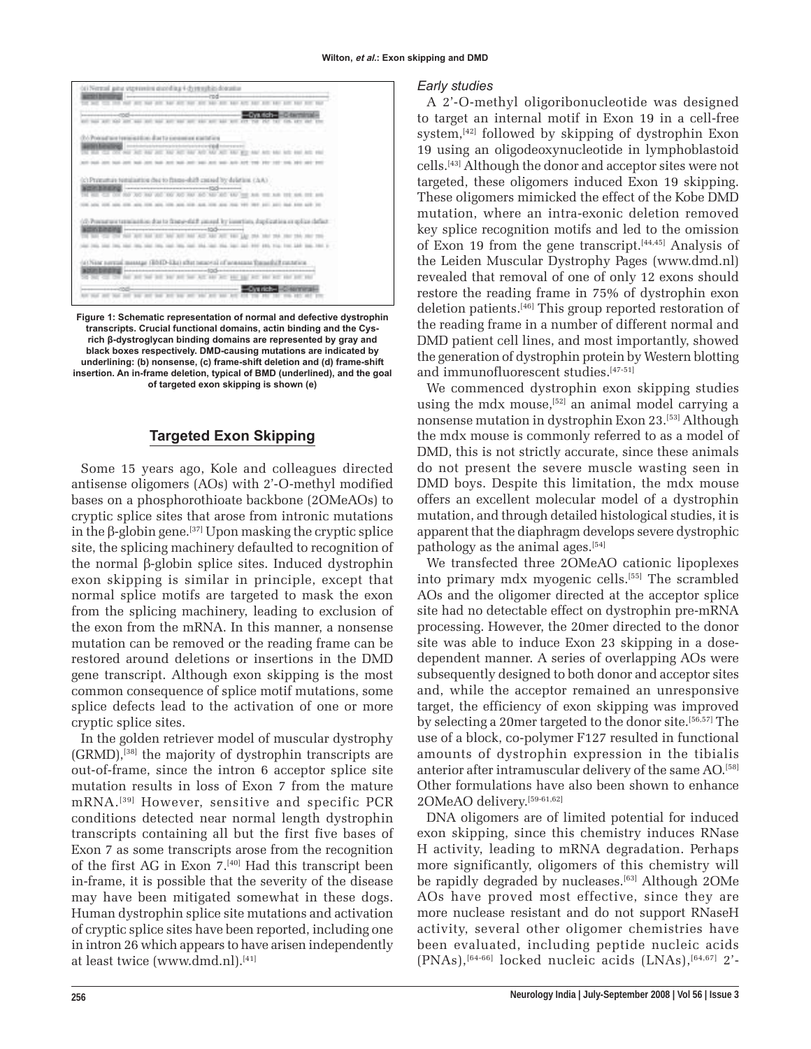Figure 1: Schematic representation of normal and defective dystrophin transcripts. Crucial functional domains, actin binding and the Cys-rich β-dystroglycan binding domains are represented by gray and black boxes respectively. DMD-causing mutations are indicated by underlining: (b) nonsense, (c) frame-shift deletion and (d) frame-shift insertion. An in-frame deletion, typical of BMD (underlined), and the goal of targeted exon skipping is shown (e)

## Targeted Exon Skipping

Some 15 years ago, Kole and colleagues directed antisense oligomers (AOs) with 2'-O-methyl modified bases on a phosphorothioate backbone (2OMeAOs) to cryptic splice sites that arose from intronic mutations in the β-globin gene.[37] Upon masking the cryptic splice site, the splicing machinery defaulted to recognition of the normal β-globin splice sites. Induced dystrophin exon skipping is similar in principle, except that normal splice motifs are targeted to mask the exon from the splicing machinery, leading to exclusion of the exon from the mRNA. In this manner, a nonsense mutation can be removed or the reading frame can be restored around deletions or insertions in the DMD gene transcript. Although exon skipping is the most common consequence of splice motif mutations, some splice defects lead to the activation of one or more cryptic splice sites.

In the golden retriever model of muscular dystrophy (GRMD),[38] the majority of dystrophin transcripts are out-of-frame, since the intron 6 acceptor splice site mutation results in loss of Exon 7 from the mature mRNA.[39] However, sensitive and specific PCR conditions detected near normal length dystrophin transcripts containing all but the first five bases of Exon 7 as some transcripts arose from the recognition of the first AG in Exon 7.[40] Had this transcript been in-frame, it is possible that the severity of the disease may have been mitigated somewhat in these dogs. Human dystrophin splice site mutations and activation of cryptic splice sites have been reported, including one in intron 26 which appears to have arisen independently at least twice (www.dmd.nl).[41]

### *Early studies*

A 2'-O-methyl oligoribonucleotide was designed to target an internal motif in Exon 19 in a cell-free system,[42] followed by skipping of dystrophin Exon 19 using an oligodeoxynucleotide in lymphoblastoid cells.[43] Although the donor and acceptor sites were not targeted, these oligomers induced Exon 19 skipping. These oligomers mimicked the effect of the Kobe DMD mutation, where an intra-exonic deletion removed key splice recognition motifs and led to the omission of Exon 19 from the gene transcript.[44,45] Analysis of the Leiden Muscular Dystrophy Pages (www.dmd.nl) revealed that removal of one of only 12 exons should restore the reading frame in 75% of dystrophin exon deletion patients.[46] This group reported restoration of the reading frame in a number of different normal and DMD patient cell lines, and most importantly, showed the generation of dystrophin protein by Western blotting and immunofluorescent studies.[47-51]

We commenced dystrophin exon skipping studies using the mdx mouse,[52] an animal model carrying a nonsense mutation in dystrophin Exon 23.[53] Although the mdx mouse is commonly referred to as a model of DMD, this is not strictly accurate, since these animals do not present the severe muscle wasting seen in DMD boys. Despite this limitation, the mdx mouse offers an excellent molecular model of a dystrophin mutation, and through detailed histological studies, it is apparent that the diaphragm develops severe dystrophic pathology as the animal ages.[54]

We transfected three 2OMeAO cationic lipoplexes into primary mdx myogenic cells.[55] The scrambled AOs and the oligomer directed at the acceptor splice site had no detectable effect on dystrophin pre-mRNA processing. However, the 20mer directed to the donor site was able to induce Exon 23 skipping in a dose-dependent manner. A series of overlapping AOs were subsequently designed to both donor and acceptor sites and, while the acceptor remained an unresponsive target, the efficiency of exon skipping was improved by selecting a 20mer targeted to the donor site.[56,57] The use of a block, co-polymer F127 resulted in functional amounts of dystrophin expression in the tibialis anterior after intramuscular delivery of the same AO.[58] Other formulations have also been shown to enhance 2OMeAO delivery.[59-61,62]

DNA oligomers are of limited potential for induced exon skipping, since this chemistry induces RNase H activity, leading to mRNA degradation. Perhaps more significantly, oligomers of this chemistry will be rapidly degraded by nucleases.[63] Although 2OMe AOs have proved most effective, since they are more nuclease resistant and do not support RNaseH activity, several other oligomer chemistries have been evaluated, including peptide nucleic acids (PNAs),[64-66] locked nucleic acids (LNAs),[64,67] 2'-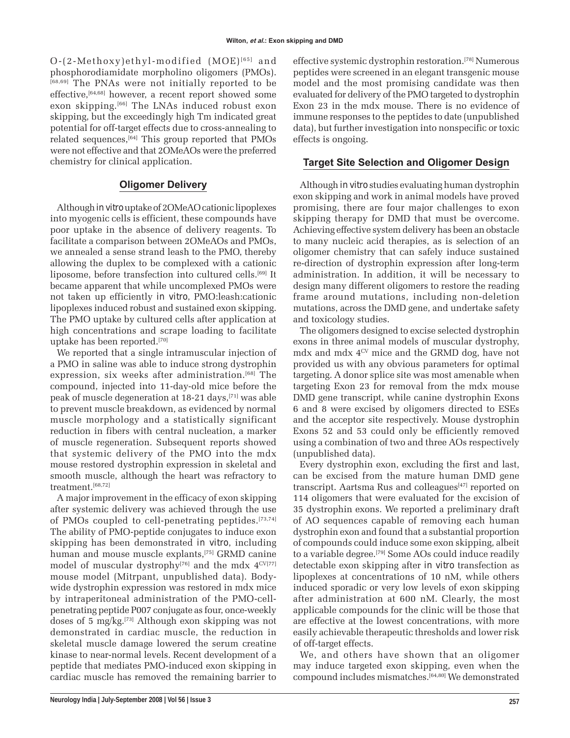O-(2-Methoxy)ethyl-modified (MOE)[65] and phosphorodiamidate morpholino oligomers (PMOs).[68,69] The PNAs were not initially reported to be effective,[64,68] however, a recent report showed some exon skipping.[66] The LNAs induced robust exon skipping, but the exceedingly high Tm indicated great potential for off-target effects due to cross-annealing to related sequences,[64] This group reported that PMOs were not effective and that 2OMeAOs were the preferred chemistry for clinical application.

## Oligomer Delivery

Although *in vitro* uptake of 2OMeAO cationic lipoplexes into myogenic cells is efficient, these compounds have poor uptake in the absence of delivery reagents. To facilitate a comparison between 2OMeAOs and PMOs, we annealed a sense strand leash to the PMO, thereby allowing the duplex to be complexed with a cationic liposome, before transfection into cultured cells.[69] It became apparent that while uncomplexed PMOs were not taken up efficiently *in vitro*, PMO:leash:cationic lipoplexes induced robust and sustained exon skipping. The PMO uptake by cultured cells after application at high concentrations and scrape loading to facilitate uptake has been reported.[70]

We reported that a single intramuscular injection of a PMO in saline was able to induce strong dystrophin expression, six weeks after administration.[68] The compound, injected into 11-day-old mice before the peak of muscle degeneration at 18-21 days,[71] was able to prevent muscle breakdown, as evidenced by normal muscle morphology and a statistically significant reduction in fibers with central nucleation, a marker of muscle regeneration. Subsequent reports showed that systemic delivery of the PMO into the mdx mouse restored dystrophin expression in skeletal and smooth muscle, although the heart was refractory to treatment.[68,72]

A major improvement in the efficacy of exon skipping after systemic delivery was achieved through the use of PMOs coupled to cell-penetrating peptides.[73,74] The ability of PMO-peptide conjugates to induce exon skipping has been demonstrated *in vitro*, including human and mouse muscle explants,[75] GRMD canine model of muscular dystrophy[76] and the mdx $4^{CV}$[77] mouse model (Mitrpant, unpublished data). Body-wide dystrophin expression was restored in mdx mice by intraperitoneal administration of the PMO-cell-penetrating peptide P007 conjugate as four, once-weekly doses of 5 mg/kg.[73] Although exon skipping was not demonstrated in cardiac muscle, the reduction in skeletal muscle damage lowered the serum creatine kinase to near-normal levels. Recent development of a peptide that mediates PMO-induced exon skipping in cardiac muscle has removed the remaining barrier to effective systemic dystrophin restoration.[78] Numerous peptides were screened in an elegant transgenic mouse model and the most promising candidate was then evaluated for delivery of the PMO targeted to dystrophin Exon 23 in the mdx mouse. There is no evidence of immune responses to the peptides to date (unpublished data), but further investigation into nonspecific or toxic effects is ongoing.

## Target Site Selection and Oligomer Design

Although *in vitro* studies evaluating human dystrophin exon skipping and work in animal models have proved promising, there are four major challenges to exon skipping therapy for DMD that must be overcome. Achieving effective system delivery has been an obstacle to many nucleic acid therapies, as is selection of an oligomer chemistry that can safely induce sustained re-direction of dystrophin expression after long-term administration. In addition, it will be necessary to design many different oligomers to restore the reading frame around mutations, including non-deletion mutations, across the DMD gene, and undertake safety and toxicology studies.

The oligomers designed to excise selected dystrophin exons in three animal models of muscular dystrophy, mdx and mdx $4^{CV}$ mice and the GRMD dog, have not provided us with any obvious parameters for optimal targeting. A donor splice site was most amenable when targeting Exon 23 for removal from the mdx mouse DMD gene transcript, while canine dystrophin Exons 6 and 8 were excised by oligomers directed to ESEs and the acceptor site respectively. Mouse dystrophin Exons 52 and 53 could only be efficiently removed using a combination of two and three AOs respectively (unpublished data).

Every dystrophin exon, excluding the first and last, can be excised from the mature human DMD gene transcript. Aartsma Rus and colleagues[47] reported on 114 oligomers that were evaluated for the excision of 35 dystrophin exons. We reported a preliminary draft of AO sequences capable of removing each human dystrophin exon and found that a substantial proportion of compounds could induce some exon skipping, albeit to a variable degree.[79] Some AOs could induce readily detectable exon skipping after *in vitro* transfection as lipoplexes at concentrations of 10 nM, while others induced sporadic or very low levels of exon skipping after administration at 600 nM. Clearly, the most applicable compounds for the clinic will be those that are effective at the lowest concentrations, with more easily achievable therapeutic thresholds and lower risk of off-target effects.

We, and others have shown that an oligomer may induce targeted exon skipping, even when the compound includes mismatches.[64,80] We demonstrated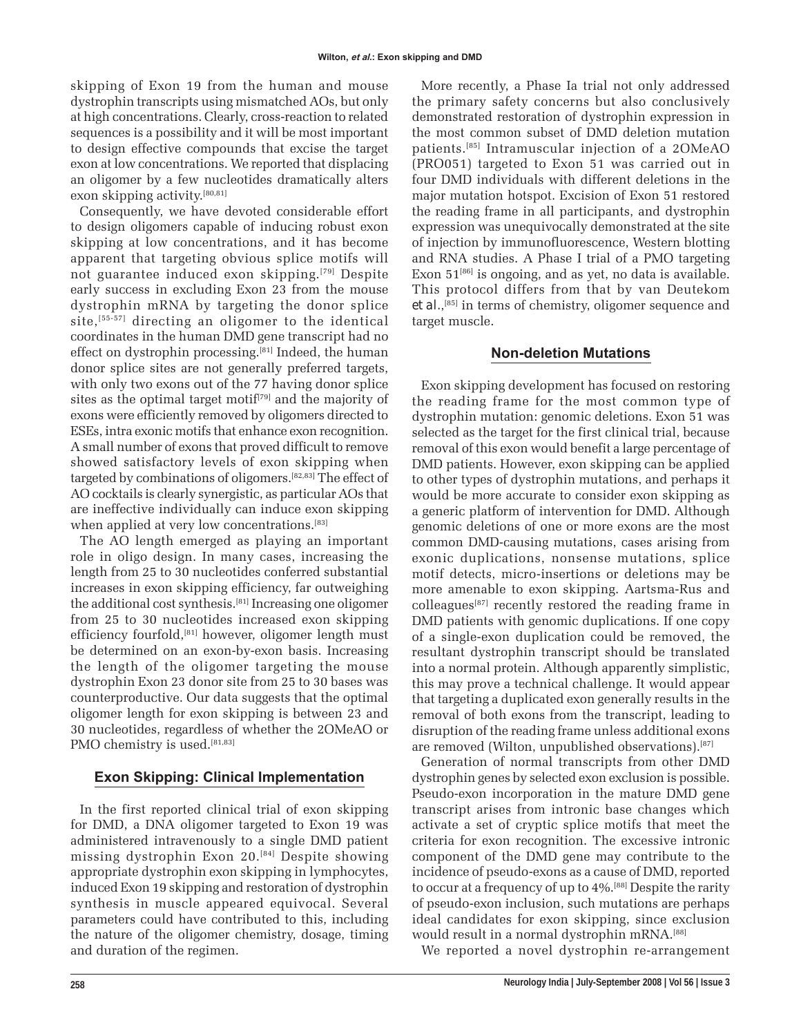skipping of Exon 19 from the human and mouse dystrophin transcripts using mismatched AOs, but only at high concentrations. Clearly, cross-reaction to related sequences is a possibility and it will be most important to design effective compounds that excise the target exon at low concentrations. We reported that displacing an oligomer by a few nucleotides dramatically alters exon skipping activity.[80,81]

Consequently, we have devoted considerable effort to design oligomers capable of inducing robust exon skipping at low concentrations, and it has become apparent that targeting obvious splice motifs will not guarantee induced exon skipping.[79] Despite early success in excluding Exon 23 from the mouse dystrophin mRNA by targeting the donor splice site,[55-57] directing an oligomer to the identical coordinates in the human DMD gene transcript had no effect on dystrophin processing.[81] Indeed, the human donor splice sites are not generally preferred targets, with only two exons out of the 77 having donor splice sites as the optimal target motif[79] and the majority of exons were efficiently removed by oligomers directed to ESEs, intra exonic motifs that enhance exon recognition. A small number of exons that proved difficult to remove showed satisfactory levels of exon skipping when targeted by combinations of oligomers.[82,83] The effect of AO cocktails is clearly synergistic, as particular AOs that are ineffective individually can induce exon skipping when applied at very low concentrations.[83]

The AO length emerged as playing an important role in oligo design. In many cases, increasing the length from 25 to 30 nucleotides conferred substantial increases in exon skipping efficiency, far outweighing the additional cost synthesis.[81] Increasing one oligomer from 25 to 30 nucleotides increased exon skipping efficiency fourfold,[81] however, oligomer length must be determined on an exon-by-exon basis. Increasing the length of the oligomer targeting the mouse dystrophin Exon 23 donor site from 25 to 30 bases was counterproductive. Our data suggests that the optimal oligomer length for exon skipping is between 23 and 30 nucleotides, regardless of whether the 2OMeAO or PMO chemistry is used.[81,83]

## Exon Skipping: Clinical Implementation

In the first reported clinical trial of exon skipping for DMD, a DNA oligomer targeted to Exon 19 was administered intravenously to a single DMD patient missing dystrophin Exon 20.[84] Despite showing appropriate dystrophin exon skipping in lymphocytes, induced Exon 19 skipping and restoration of dystrophin synthesis in muscle appeared equivocal. Several parameters could have contributed to this, including the nature of the oligomer chemistry, dosage, timing and duration of the regimen.

More recently, a Phase Ia trial not only addressed the primary safety concerns but also conclusively demonstrated restoration of dystrophin expression in the most common subset of DMD deletion mutation patients.[85] Intramuscular injection of a 2OMeAO (PRO051) targeted to Exon 51 was carried out in four DMD individuals with different deletions in the major mutation hotspot. Excision of Exon 51 restored the reading frame in all participants, and dystrophin expression was unequivocally demonstrated at the site of injection by immunofluorescence, Western blotting and RNA studies. A Phase I trial of a PMO targeting Exon 51[86] is ongoing, and as yet, no data is available. This protocol differs from that by van Deutekom *et al.*,[85] in terms of chemistry, oligomer sequence and target muscle.

## Non-deletion Mutations

Exon skipping development has focused on restoring the reading frame for the most common type of dystrophin mutation: genomic deletions. Exon 51 was selected as the target for the first clinical trial, because removal of this exon would benefit a large percentage of DMD patients. However, exon skipping can be applied to other types of dystrophin mutations, and perhaps it would be more accurate to consider exon skipping as a generic platform of intervention for DMD. Although genomic deletions of one or more exons are the most common DMD-causing mutations, cases arising from exonic duplications, nonsense mutations, splice motif detects, micro-insertions or deletions may be more amenable to exon skipping. Aartsma-Rus and colleagues[87] recently restored the reading frame in DMD patients with genomic duplications. If one copy of a single-exon duplication could be removed, the resultant dystrophin transcript should be translated into a normal protein. Although apparently simplistic, this may prove a technical challenge. It would appear that targeting a duplicated exon generally results in the removal of both exons from the transcript, leading to disruption of the reading frame unless additional exons are removed (Wilton, unpublished observations).[87]

Generation of normal transcripts from other DMD dystrophin genes by selected exon exclusion is possible. Pseudo-exon incorporation in the mature DMD gene transcript arises from intronic base changes which activate a set of cryptic splice motifs that meet the criteria for exon recognition. The excessive intronic component of the DMD gene may contribute to the incidence of pseudo-exons as a cause of DMD, reported to occur at a frequency of up to 4%.[88] Despite the rarity of pseudo-exon inclusion, such mutations are perhaps ideal candidates for exon skipping, since exclusion would result in a normal dystrophin mRNA.[88]

We reported a novel dystrophin re-arrangement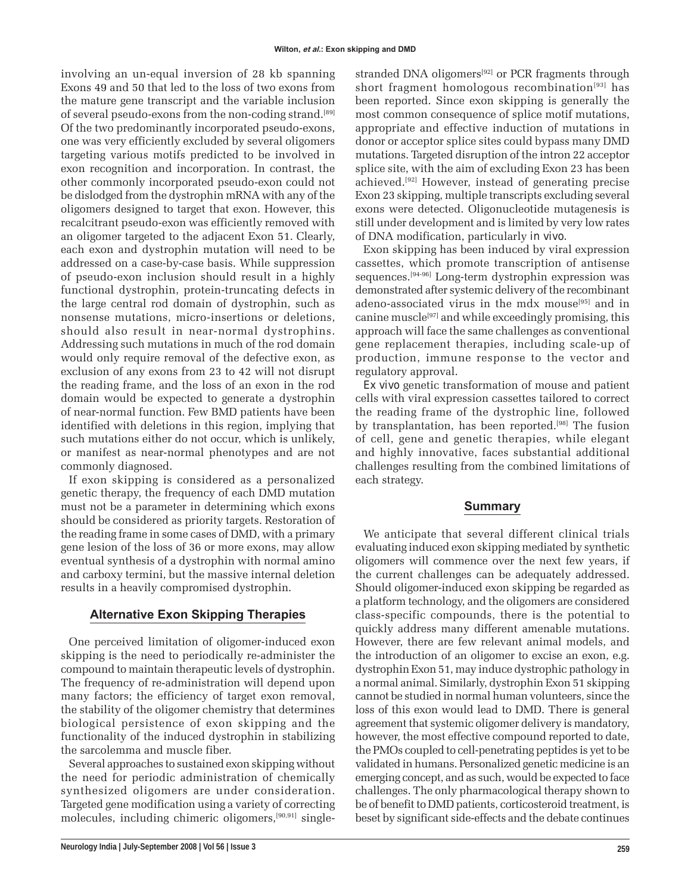involving an un-equal inversion of 28 kb spanning Exons 49 and 50 that led to the loss of two exons from the mature gene transcript and the variable inclusion of several pseudo-exons from the non-coding strand.[89] Of the two predominantly incorporated pseudo-exons, one was very efficiently excluded by several oligomers targeting various motifs predicted to be involved in exon recognition and incorporation. In contrast, the other commonly incorporated pseudo-exon could not be dislodged from the dystrophin mRNA with any of the oligomers designed to target that exon. However, this recalcitrant pseudo-exon was efficiently removed with an oligomer targeted to the adjacent Exon 51. Clearly, each exon and dystrophin mutation will need to be addressed on a case-by-case basis. While suppression of pseudo-exon inclusion should result in a highly functional dystrophin, protein-truncating defects in the large central rod domain of dystrophin, such as nonsense mutations, micro-insertions or deletions, should also result in near-normal dystrophins. Addressing such mutations in much of the rod domain would only require removal of the defective exon, as exclusion of any exons from 23 to 42 will not disrupt the reading frame, and the loss of an exon in the rod domain would be expected to generate a dystrophin of near-normal function. Few BMD patients have been identified with deletions in this region, implying that such mutations either do not occur, which is unlikely, or manifest as near-normal phenotypes and are not commonly diagnosed.

If exon skipping is considered as a personalized genetic therapy, the frequency of each DMD mutation must not be a parameter in determining which exons should be considered as priority targets. Restoration of the reading frame in some cases of DMD, with a primary gene lesion of the loss of 36 or more exons, may allow eventual synthesis of a dystrophin with normal amino and carboxy termini, but the massive internal deletion results in a heavily compromised dystrophin.

## Alternative Exon Skipping Therapies

One perceived limitation of oligomer-induced exon skipping is the need to periodically re-administer the compound to maintain therapeutic levels of dystrophin. The frequency of re-administration will depend upon many factors; the efficiency of target exon removal, the stability of the oligomer chemistry that determines biological persistence of exon skipping and the functionality of the induced dystrophin in stabilizing the sarcolemma and muscle fiber.

Several approaches to sustained exon skipping without the need for periodic administration of chemically synthesized oligomers are under consideration. Targeted gene modification using a variety of correcting molecules, including chimeric oligomers,[90,91] single-stranded DNA oligomers[92] or PCR fragments through short fragment homologous recombination[93] has been reported. Since exon skipping is generally the most common consequence of splice motif mutations, appropriate and effective induction of mutations in donor or acceptor splice sites could bypass many DMD mutations. Targeted disruption of the intron 22 acceptor splice site, with the aim of excluding Exon 23 has been achieved.[92] However, instead of generating precise Exon 23 skipping, multiple transcripts excluding several exons were detected. Oligonucleotide mutagenesis is still under development and is limited by very low rates of DNA modification, particularly *in vivo*.

Exon skipping has been induced by viral expression cassettes, which promote transcription of antisense sequences.[94-96] Long-term dystrophin expression was demonstrated after systemic delivery of the recombinant adeno-associated virus in the mdx mouse[95] and in canine muscle[97] and while exceedingly promising, this approach will face the same challenges as conventional gene replacement therapies, including scale-up of production, immune response to the vector and regulatory approval.

*Ex vivo* genetic transformation of mouse and patient cells with viral expression cassettes tailored to correct the reading frame of the dystrophic line, followed by transplantation, has been reported.[98] The fusion of cell, gene and genetic therapies, while elegant and highly innovative, faces substantial additional challenges resulting from the combined limitations of each strategy.

## Summary

We anticipate that several different clinical trials evaluating induced exon skipping mediated by synthetic oligomers will commence over the next few years, if the current challenges can be adequately addressed. Should oligomer-induced exon skipping be regarded as a platform technology, and the oligomers are considered class-specific compounds, there is the potential to quickly address many different amenable mutations. However, there are few relevant animal models, and the introduction of an oligomer to excise an exon, e.g. dystrophin Exon 51, may induce dystrophic pathology in a normal animal. Similarly, dystrophin Exon 51 skipping cannot be studied in normal human volunteers, since the loss of this exon would lead to DMD. There is general agreement that systemic oligomer delivery is mandatory, however, the most effective compound reported to date, the PMOs coupled to cell-penetrating peptides is yet to be validated in humans. Personalized genetic medicine is an emerging concept, and as such, would be expected to face challenges. The only pharmacological therapy shown to be of benefit to DMD patients, corticosteroid treatment, is beset by significant side-effects and the debate continues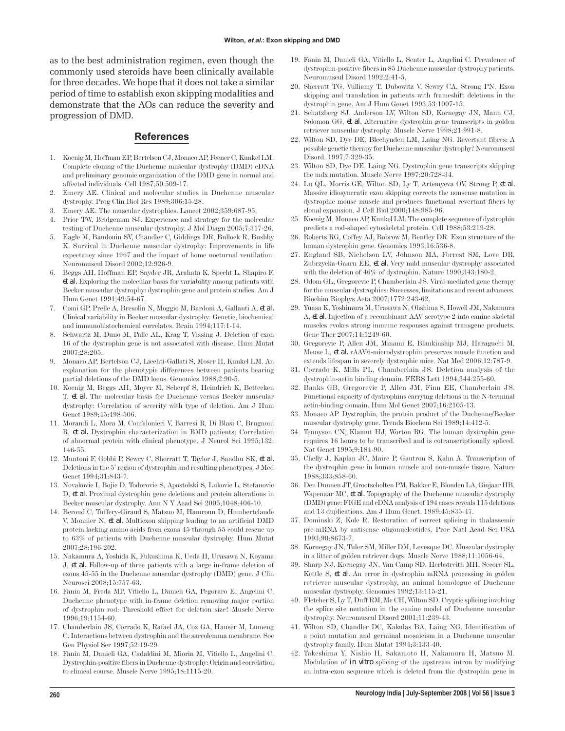as to the best administration regimen, even though the commonly used steroids have been clinically available for three decades. We hope that it does not take a similar period of time to establish exon skipping modalities and demonstrate that the AOs can reduce the severity and progression of DMD.

## References

1. Koenig M, Hoffman EP, Bertelson CJ, Monaco AP, Feener C, Kunkel LM. Complete cloning of the Duchenne muscular dystrophy (DMD) cDNA and preliminary genomic organization of the DMD gene in normal and affected individuals. Cell 1987;50:509-17.
2. Emery AE. Clinical and molecular studies in Duchenne muscular dystrophy. Prog Clin Biol Res 1989;306:15-28.
3. Emery AE. The muscular dystrophies. Lancet 2002;359:687-95.
4. Prior TW, Bridgeman SJ. Experience and strategy for the molecular testing of Duchenne muscular dystrophy. J Mol Diagn 2005;7:317-26.
5. Eagle M, Baudouin SV, Chandler C, Giddings DR, Bullock R, Bushby K. Survival in Duchenne muscular dystrophy: Improvements in life expectancy since 1967 and the impact of home nocturnal ventilation. Neuromuscul Disord 2002;12:926-9.
6. Beggs AH, Hoffman EP, Snyder JR, Arahata K, Specht L, Shapiro F, *et al.* Exploring the molecular basis for variability among patients with Becker muscular dystrophy: dystrophin gene and protein studies. Am J Hum Genet 1991;49:54-67.
7. Comi GP, Prelle A, Bresolin N, Moggio M, Bardoni A, Gallanti A, *et al.* Clinical variability in Becker muscular dystrophy: Genetic, biochemical and immunohistochemical correlates. Brain 1994;117:1-14.
8. Schwartz M, Duno M, Palle AL, Krag T, Vissing J. Deletion of exon 16 of the dystrophin gene is not associated with disease. Hum Mutat 2007;28:205.
9. Monaco AP, Bertelson CJ, Liechti-Gallati S, Moser H, Kunkel LM. An explanation for the phenotypic differences between patients bearing partial deletions of the DMD locus. Genomics 1988;2:90-5.
10. Koenig M, Beggs AH, Moyer M, Scherpf S, Heindrich K, Bettecken T, *et al.* The molecular basis for Duchenne versus Becker muscular dystrophy: Correlation of severity with type of deletion. Am J Hum Genet 1989;45:498-506.
11. Morandi L, Mora M, Confalonieri V, Barresi R, Di Blasi C, Brugnoni R, *et al.* Dystrophin characterization in BMD patients: Correlation of abnormal protein with clinical phenotype. J Neurol Sci 1995;132: 146-55.
12. Muntoni F, Gobbi P, Sewry C, Sherratt T, Taylor J, Sandhu SK, *et al.* Deletions in the 5' region of dystrophin and resulting phenotypes. J Med Genet 1994;31:843-7.
13. Novakovic I, Bojic D, Todorovic S, Apostolski S, Lukovic L, Stefanovic D, *et al.* Proximal dystrophin gene deletions and protein alterations in Becker muscular dystrophy. Ann N Y Acad Sci 2005;1048:406-10.
14. Beroud C, Tuffery-Giraud S, Matsuo M, Hamroun D, Humbertclaude V, Monnier N, *et al.* Multiexon skipping leading to an artificial DMD protein lacking amino acids from exons 45 through 55 could rescue up to 63% of patients with Duchenne muscular dystrophy. Hum Mutat 2007;28:196-202.
15. Nakamura A, Yoshida K, Fukushima K, Ueda H, Urasawa N, Koyama J, *et al.* Follow-up of three patients with a large in-frame deletion of exons 45-55 in the Duchenne muscular dystrophy (DMD) gene. J Clin Neurosci 2008;15:757-63.
16. Fanin M, Freda MP, Vitiello L, Danieli GA, Pegoraro E, Angelini C. Duchenne phenotype with in-frame deletion removing major portion of dystrophin rod: Threshold effect for deletion size? Muscle Nerve 1996;19:1154-60.
17. Chamberlain JS, Corrado K, Rafael JA, Cox GA, Hauser M, Lumeng C. Interactions between dystrophin and the sarcolemma membrane. Soc Gen Physiol Ser 1997;52:19-29.
18. Fanin M, Danieli GA, Cadaldini M, Miorin M, Vitiello L, Angelini C. Dystrophin-positive fibers in Duchenne dystrophy: Origin and correlation to clinical course. Muscle Nerve 1995;18:1115-20.
19. Fanin M, Danieli GA, Vitiello L, Senter L, Angelini C. Prevalence of dystrophin-positive fibers in 85 Duchenne muscular dystrophy patients. Neuromuscul Disord 1992;2:41-5.
20. Sherratt TG, Vulliamy T, Dubowitz V, Sewry CA, Strong PN. Exon skipping and translation in patients with frameshift deletions in the dystrophin gene. Am J Hum Genet 1993;53:1007-15.
21. Schatzberg SJ, Anderson LV, Wilton SD, Kornegay JN, Mann CJ, Solomon GG, *et al.* Alternative dystrophin gene transcripts in golden retriever muscular dystrophy. Muscle Nerve 1998;21:991-8.
22. Wilton SD, Dye DE, Blechynden LM, Laing NG. Revertant fibres: A possible genetic therapy for Duchenne muscular dystrophy? Neuromuscul Disord. 1997;7:329-35.
23. Wilton SD, Dye DE, Laing NG. Dystrophin gene transcripts skipping the mdx mutation. Muscle Nerve 1997;20:728-34.
24. Lu QL, Morris GE, Wilton SD, Ly T, Artemyeva OV, Strong P, *et al.* Massive idiosyncratic exon skipping corrects the nonsense mutation in dystrophic mouse muscle and produces functional revertant fibers by clonal expansion. J Cell Biol 2000;148:985-96.
25. Koenig M, Monaco AP, Kunkel LM. The complete sequence of dystrophin predicts a rod-shaped cytoskeletal protein. Cell 1988;53:219-28.
26. Roberts RG, Coffey AJ, Bobrow M, Bentley DR. Exon structure of the human dystrophin gene. Genomics 1993;16:536-8.
27. England SB, Nicholson LV, Johnson MA, Forrest SM, Love DR, Zubrzycka-Gaarn EE, *et al.* Very mild muscular dystrophy associated with the deletion of 46% of dystrophin. Nature 1990;343:180-2.
28. Odom GL, Gregorevic P, Chamberlain JS. Viral-mediated gene therapy for the muscular dystrophies: Successes, limitations and recent advances. Biochim Biophys Acta 2007;1772:243-62.
29. Yuasa K, Yoshimura M, Urasawa N, Ohshima S, Howell JM, Nakamura A, *et al.* Injection of a recombinant AAV serotype 2 into canine skeletal muscles evokes strong immune responses against transgene products. Gene Ther 2007;14:1249-60.
30. Gregorevic P, Allen JM, Minami E, Blankinship MJ, Haraguchi M, Meuse L, *et al.* rAAV6-microdystrophin preserves muscle function and extends lifespan in severely dystrophic mice. Nat Med 2006;12:787-9.
31. Corrado K, Mills PL, Chamberlain JS. Deletion analysis of the dystrophin-actin binding domain. FEBS Lett 1994;344:255-60.
32. Banks GB, Gregorevic P, Allen JM, Finn EE, Chamberlain JS. Functional capacity of dystrophins carrying deletions in the N-terminal actin-binding domain. Hum Mol Genet 2007;16:2105-13.
33. Monaco AP. Dystrophin, the protein product of the Duchenne/Becker muscular dystrophy gene. Trends Biochem Sci 1989;14:412-5.
34. Tennyson CN, Klamut HJ, Worton RG. The human dystrophin gene requires 16 hours to be transcribed and is cotranscriptionally spliced. Nat Genet 1995;9:184-90.
35. Chelly J, Kaplan JC, Maire P, Gautron S, Kahn A. Transcription of the dystrophin gene in human muscle and non-muscle tissue. Nature 1988;333:858-60.
36. Den Dunnen JT, Grootscholten PM, Bakker E, Blonden LA, Ginjaar HB, Wapenaar MC, *et al.* Topography of the Duchenne muscular dystrophy (DMD) gene: FIGE and cDNA analysis of 194 cases reveals 115 deletions and 13 duplications. Am J Hum Genet. 1989;45:835-47.
37. Dominski Z, Kole R. Restoration of correct splicing in thalassemic pre-mRNA by antisense oligonucleotides. Proc Natl Acad Sci USA 1993;90:8673-7.
38. Kornegay JN, Tuler SM, Miller DM, Levesque DC. Muscular dystrophy in a litter of golden retriever dogs. Muscle Nerve 1988;11:1056-64.
39. Sharp NJ, Kornegay JN, Van Camp SD, Herbstreith MH, Secore SL, Kettle S, *et al.* An error in dystrophin mRNA processing in golden retriever muscular dystrophy, an animal homologue of Duchenne muscular dystrophy. Genomics 1992;13:115-21.
40. Fletcher S, Ly T, Duff RM, Mc CH, Wilton SD. Cryptic splicing involving the splice site mutation in the canine model of Duchenne muscular dystrophy. Neuromuscul Disord 2001;11:239-43.
41. Wilton SD, Chandler DC, Kakulas BA, Laing NG. Identification of a point mutation and germinal mosaicism in a Duchenne muscular dystrophy family. Hum Mutat 1994;3:133-40.
42. Takeshima Y, Nishio H, Sakamoto H, Nakamura H, Matsuo M. Modulation of *in vitro* splicing of the upstream intron by modifying an intra-exon sequence which is deleted from the dystrophin gene in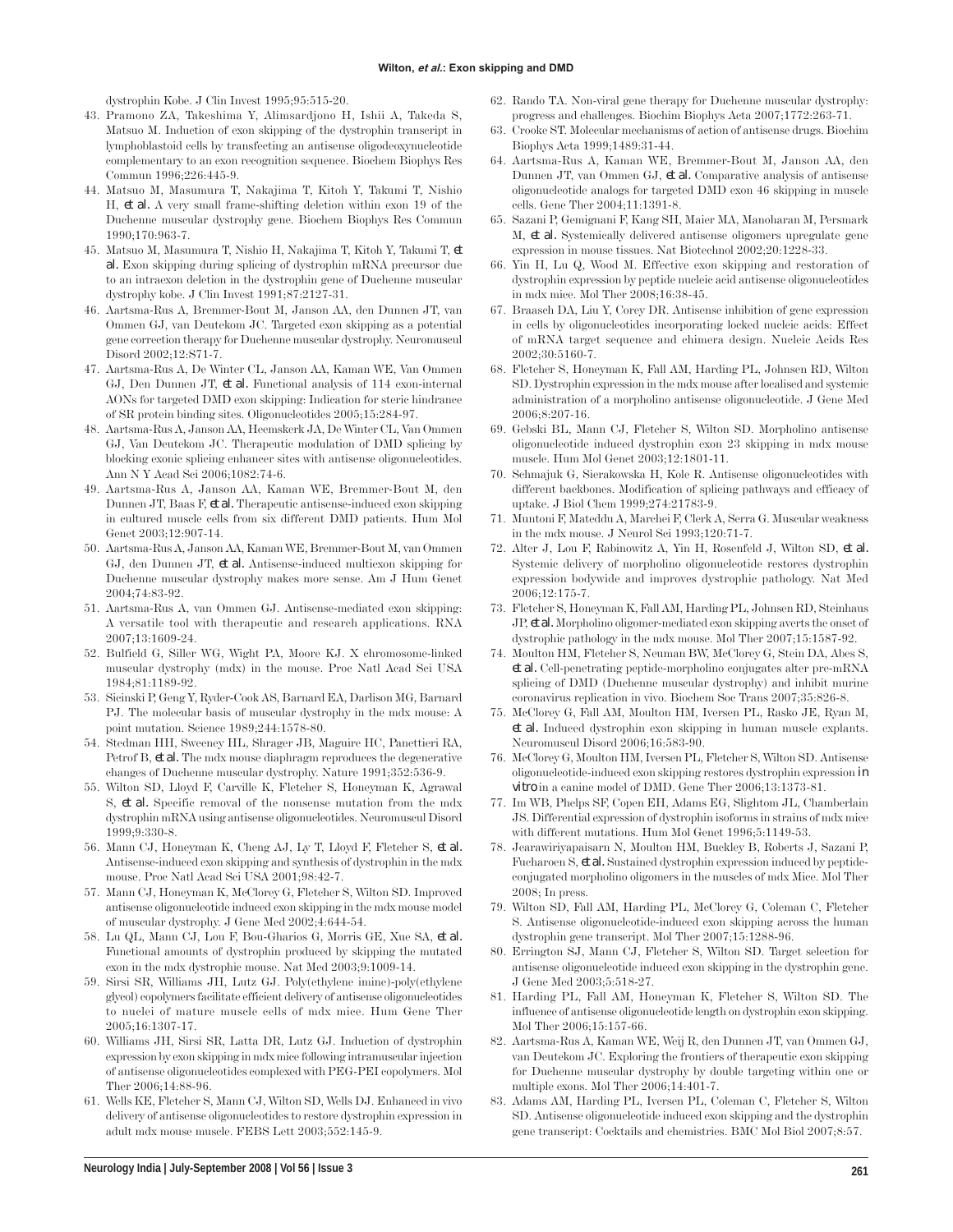dystrophin Kobe. J Clin Invest 1995;95:515-20.

43. Pramono ZA, Takeshima Y, Alimsardjono H, Ishii A, Takeda S, Matsuo M. Induction of exon skipping of the dystrophin transcript in lymphoblastoid cells by transfecting an antisense oligodeoxynucleotide complementary to an exon recognition sequence. Biochem Biophys Res Commun 1996;226:445-9.
44. Matsuo M, Masumura T, Nakajima T, Kitoh Y, Takumi T, Nishio H, *et al.* A very small frame-shifting deletion within exon 19 of the Duchenne muscular dystrophy gene. Biochem Biophys Res Commun 1990;170:963-7.
45. Matsuo M, Masumura T, Nishio H, Nakajima T, Kitoh Y, Takumi T, *et al.* Exon skipping during splicing of dystrophin mRNA precursor due to an intraexon deletion in the dystrophin gene of Duchenne muscular dystrophy kobe. J Clin Invest 1991;87:2127-31.
46. Aartsma-Rus A, Bremmer-Bout M, Janson AA, den Dunnen JT, van Ommen GJ, van Deutekom JC. Targeted exon skipping as a potential gene correction therapy for Duchenne muscular dystrophy. Neuromuscul Disord 2002;12:S71-7.
47. Aartsma-Rus A, De Winter CL, Janson AA, Kaman WE, Van Ommen GJ, Den Dunnen JT, *et al.* Functional analysis of 114 exon-internal AONs for targeted DMD exon skipping: Indication for steric hindrance of SR protein binding sites. Oligonucleotides 2005;15:284-97.
48. Aartsma-Rus A, Janson AA, Heemskerk JA, De Winter CL, Van Ommen GJ, Van Deutekom JC. Therapeutic modulation of DMD splicing by blocking exonic splicing enhancer sites with antisense oligonucleotides. Ann N Y Acad Sci 2006;1082:74-6.
49. Aartsma-Rus A, Janson AA, Kaman WE, Bremmer-Bout M, den Dunnen JT, Baas F, *et al.* Therapeutic antisense-induced exon skipping in cultured muscle cells from six different DMD patients. Hum Mol Genet 2003;12:907-14.
50. Aartsma-Rus A, Janson AA, Kaman WE, Bremmer-Bout M, van Ommen GJ, den Dunnen JT, *et al.* Antisense-induced multiexon skipping for Duchenne muscular dystrophy makes more sense. Am J Hum Genet 2004;74:83-92.
51. Aartsma-Rus A, van Ommen GJ. Antisense-mediated exon skipping: A versatile tool with therapeutic and research applications. RNA 2007;13:1609-24.
52. Bulfield G, Siller WG, Wight PA, Moore KJ. X chromosome-linked muscular dystrophy (mdx) in the mouse. Proc Natl Acad Sci USA 1984;81:1189-92.
53. Sicinski P, Geng Y, Ryder-Cook AS, Barnard EA, Darlison MG, Barnard PJ. The molecular basis of muscular dystrophy in the mdx mouse: A point mutation. Science 1989;244:1578-80.
54. Stedman HH, Sweeney HL, Shrager JB, Maguire HC, Panettieri RA, Petrof B, *et al.* The mdx mouse diaphragm reproduces the degenerative changes of Duchenne muscular dystrophy. Nature 1991;352:536-9.
55. Wilton SD, Lloyd F, Carville K, Fletcher S, Honeyman K, Agrawal S, *et al.* Specific removal of the nonsense mutation from the mdx dystrophin mRNA using antisense oligonucleotides. Neuromuscul Disord 1999;9:330-8.
56. Mann CJ, Honeyman K, Cheng AJ, Ly T, Lloyd F, Fletcher S, *et al.* Antisense-induced exon skipping and synthesis of dystrophin in the mdx mouse. Proc Natl Acad Sci USA 2001;98:42-7.
57. Mann CJ, Honeyman K, McClorey G, Fletcher S, Wilton SD. Improved antisense oligonucleotide induced exon skipping in the mdx mouse model of muscular dystrophy. J Gene Med 2002;4:644-54.
58. Lu QL, Mann CJ, Lou F, Bou-Gharios G, Morris GE, Xue SA, *et al.* Functional amounts of dystrophin produced by skipping the mutated exon in the mdx dystrophic mouse. Nat Med 2003;9:1009-14.
59. Sirsi SR, Williams JH, Lutz GJ. Poly(ethylene imine)-poly(ethylene glycol) copolymers facilitate efficient delivery of antisense oligonucleotides to nuclei of mature muscle cells of mdx mice. Hum Gene Ther 2005;16:1307-17.
60. Williams JH, Sirsi SR, Latta DR, Lutz GJ. Induction of dystrophin expression by exon skipping in mdx mice following intramuscular injection of antisense oligonucleotides complexed with PEG-PEI copolymers. Mol Ther 2006;14:88-96.
61. Wells KE, Fletcher S, Mann CJ, Wilton SD, Wells DJ. Enhanced in vivo delivery of antisense oligonucleotides to restore dystrophin expression in adult mdx mouse muscle. FEBS Lett 2003;552:145-9.
62. Rando TA. Non-viral gene therapy for Duchenne muscular dystrophy: progress and challenges. Biochim Biophys Acta 2007;1772:263-71.
63. Crooke ST. Molecular mechanisms of action of antisense drugs. Biochim Biophys Acta 1999;1489:31-44.
64. Aartsma-Rus A, Kaman WE, Bremmer-Bout M, Janson AA, den Dunnen JT, van Ommen GJ, *et al.* Comparative analysis of antisense oligonucleotide analogs for targeted DMD exon 46 skipping in muscle cells. Gene Ther 2004;11:1391-8.
65. Sazani P, Gemignani F, Kang SH, Maier MA, Manoharan M, Persmark M, *et al.* Systemically delivered antisense oligomers upregulate gene expression in mouse tissues. Nat Biotechnol 2002;20:1228-33.
66. Yin H, Lu Q, Wood M. Effective exon skipping and restoration of dystrophin expression by peptide nucleic acid antisense oligonucleotides in mdx mice. Mol Ther 2008;16:38-45.
67. Braasch DA, Liu Y, Corey DR. Antisense inhibition of gene expression in cells by oligonucleotides incorporating locked nucleic acids: Effect of mRNA target sequence and chimera design. Nucleic Acids Res 2002;30:5160-7.
68. Fletcher S, Honeyman K, Fall AM, Harding PL, Johnsen RD, Wilton SD. Dystrophin expression in the mdx mouse after localised and systemic administration of a morpholino antisense oligonucleotide. J Gene Med 2006;8:207-16.
69. Gebski BL, Mann CJ, Fletcher S, Wilton SD. Morpholino antisense oligonucleotide induced dystrophin exon 23 skipping in mdx mouse muscle. Hum Mol Genet 2003;12:1801-11.
70. Schmajuk G, Sierakowska H, Kole R. Antisense oligonucleotides with different backbones. Modification of splicing pathways and efficacy of uptake. J Biol Chem 1999;274:21783-9.
71. Muntoni F, Mateddu A, Marchei F, Clerk A, Serra G. Muscular weakness in the mdx mouse. J Neurol Sci 1993;120:71-7.
72. Alter J, Lou F, Rabinowitz A, Yin H, Rosenfeld J, Wilton SD, *et al.* Systemic delivery of morpholino oligonucleotide restores dystrophin expression bodywide and improves dystrophic pathology. Nat Med 2006;12:175-7.
73. Fletcher S, Honeyman K, Fall AM, Harding PL, Johnsen RD, Steinhaus JP, *et al.* Morpholino oligomer-mediated exon skipping averts the onset of dystrophic pathology in the mdx mouse. Mol Ther 2007;15:1587-92.
74. Moulton HM, Fletcher S, Neuman BW, McClorey G, Stein DA, Abes S, *et al.* Cell-penetrating peptide-morpholino conjugates alter pre-mRNA splicing of DMD (Duchenne muscular dystrophy) and inhibit murine coronavirus replication in vivo. Biochem Soc Trans 2007;35:826-8.
75. McClorey G, Fall AM, Moulton HM, Iversen PL, Rasko JE, Ryan M, *et al.* Induced dystrophin exon skipping in human muscle explants. Neuromuscul Disord 2006;16:583-90.
76. McClorey G, Moulton HM, Iversen PL, Fletcher S, Wilton SD. Antisense oligonucleotide-induced exon skipping restores dystrophin expression *in vitro* in a canine model of DMD. Gene Ther 2006;13:1373-81.
77. Im WB, Phelps SF, Copen EH, Adams EG, Slightom JL, Chamberlain JS. Differential expression of dystrophin isoforms in strains of mdx mice with different mutations. Hum Mol Genet 1996;5:1149-53.
78. Jearawiriyapaisarn N, Moulton HM, Buckley B, Roberts J, Sazani P, Fucharoen S, *et al.* Sustained dystrophin expression induced by peptide-conjugated morpholino oligomers in the muscles of mdx Mice. Mol Ther 2008; In press.
79. Wilton SD, Fall AM, Harding PL, McClorey G, Coleman C, Fletcher S. Antisense oligonucleotide-induced exon skipping across the human dystrophin gene transcript. Mol Ther 2007;15:1288-96.
80. Errington SJ, Mann CJ, Fletcher S, Wilton SD. Target selection for antisense oligonucleotide induced exon skipping in the dystrophin gene. J Gene Med 2003;5:518-27.
81. Harding PL, Fall AM, Honeyman K, Fletcher S, Wilton SD. The influence of antisense oligonucleotide length on dystrophin exon skipping. Mol Ther 2006;15:157-66.
82. Aartsma-Rus A, Kaman WE, Weij R, den Dunnen JT, van Ommen GJ, van Deutekom JC. Exploring the frontiers of therapeutic exon skipping for Duchenne muscular dystrophy by double targeting within one or multiple exons. Mol Ther 2006;14:401-7.
83. Adams AM, Harding PL, Iversen PL, Coleman C, Fletcher S, Wilton SD. Antisense oligonucleotide induced exon skipping and the dystrophin gene transcript: Cocktails and chemistries. BMC Mol Biol 2007;8:57.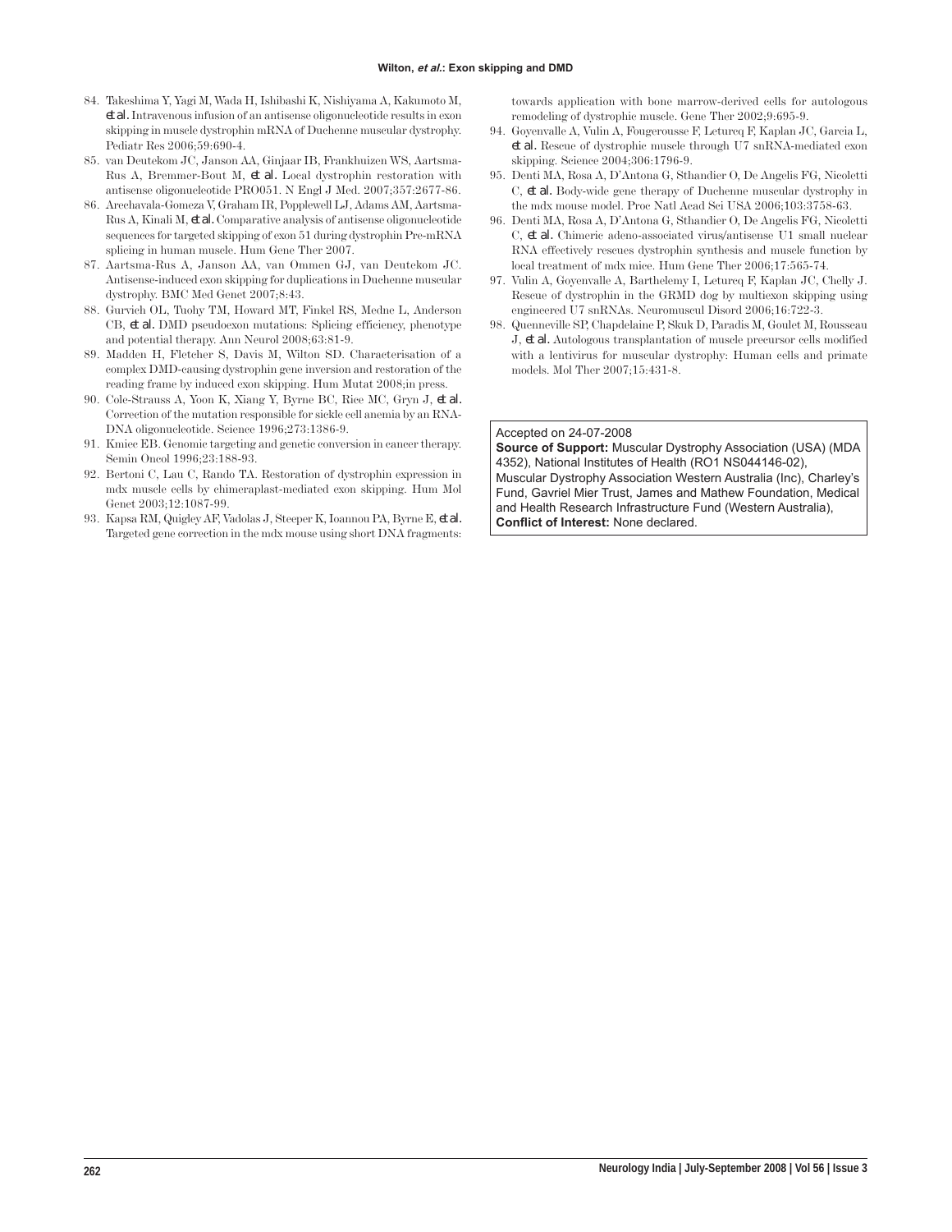84. Takeshima Y, Yagi M, Wada H, Ishibashi K, Nishiyama A, Kakumoto M, *et al.* Intravenous infusion of an antisense oligonucleotide results in exon skipping in muscle dystrophin mRNA of Duchenne muscular dystrophy. Pediatr Res 2006;59:690-4.
85. van Deutekom JC, Janson AA, Ginjaar IB, Frankhuizen WS, Aartsma-Rus A, Bremmer-Bout M, *et al.* Local dystrophin restoration with antisense oligonucleotide PRO051. N Engl J Med. 2007;357:2677-86.
86. Arechavala-Gomeza V, Graham IR, Popplewell LJ, Adams AM, Aartsma-Rus A, Kinali M, *et al.* Comparative analysis of antisense oligonucleotide sequences for targeted skipping of exon 51 during dystrophin Pre-mRNA splicing in human muscle. Hum Gene Ther 2007.
87. Aartsma-Rus A, Janson AA, van Ommen GJ, van Deutekom JC. Antisense-induced exon skipping for duplications in Duchenne muscular dystrophy. BMC Med Genet 2007;8:43.
88. Gurvich OL, Tuohy TM, Howard MT, Finkel RS, Medne L, Anderson CB, *et al.* DMD pseudoexon mutations: Splicing efficiency, phenotype and potential therapy. Ann Neurol 2008;63:81-9.
89. Madden H, Fletcher S, Davis M, Wilton SD. Characterisation of a complex DMD-causing dystrophin gene inversion and restoration of the reading frame by induced exon skipping. Hum Mutat 2008;in press.
90. Cole-Strauss A, Yoon K, Xiang Y, Byrne BC, Rice MC, Gryn J, *et al.* Correction of the mutation responsible for sickle cell anemia by an RNA-DNA oligonucleotide. Science 1996;273:1386-9.
91. Kmiec EB. Genomic targeting and genetic conversion in cancer therapy. Semin Oncol 1996;23:188-93.
92. Bertoni C, Lau C, Rando TA. Restoration of dystrophin expression in mdx muscle cells by chimeraplast-mediated exon skipping. Hum Mol Genet 2003;12:1087-99.
93. Kapsa RM, Quigley AF, Vadolas J, Steeper K, Ioannou PA, Byrne E, *et al.* Targeted gene correction in the mdx mouse using short DNA fragments: towards application with bone marrow-derived cells for autologous remodeling of dystrophic muscle. Gene Ther 2002;9:695-9.
94. Goyenvalle A, Vulin A, Fougerousse F, Leturcq F, Kaplan JC, Garcia L, *et al.* Rescue of dystrophic muscle through U7 snRNA-mediated exon skipping. Science 2004;306:1796-9.
95. Denti MA, Rosa A, D'Antona G, Sthandier O, De Angelis FG, Nicoletti C, *et al.* Body-wide gene therapy of Duchenne muscular dystrophy in the mdx mouse model. Proc Natl Acad Sci USA 2006;103:3758-63.
96. Denti MA, Rosa A, D'Antona G, Sthandier O, De Angelis FG, Nicoletti C, *et al.* Chimeric adeno-associated virus/antisense U1 small nuclear RNA effectively rescues dystrophin synthesis and muscle function by local treatment of mdx mice. Hum Gene Ther 2006;17:565-74.
97. Vulin A, Goyenvalle A, Barthelemy I, Leturcq F, Kaplan JC, Chelly J. Rescue of dystrophin in the GRMD dog by multiexon skipping using engineered U7 snRNAs. Neuromuscul Disord 2006;16:722-3.
98. Quenneville SP, Chapdelaine P, Skuk D, Paradis M, Goulet M, Rousseau J, *et al.* Autologous transplantation of muscle precursor cells modified with a lentivirus for muscular dystrophy: Human cells and primate models. Mol Ther 2007;15:431-8.

Accepted on 24-07-2008

**Source of Support:** Muscular Dystrophy Association (USA) (MDA 4352), National Institutes of Health (RO1 NS044146-02), Muscular Dystrophy Association Western Australia (Inc), Charley's Fund, Gavriel Mier Trust, James and Mathew Foundation, Medical and Health Research Infrastructure Fund (Western Australia), **Conflict of Interest:** None declared.